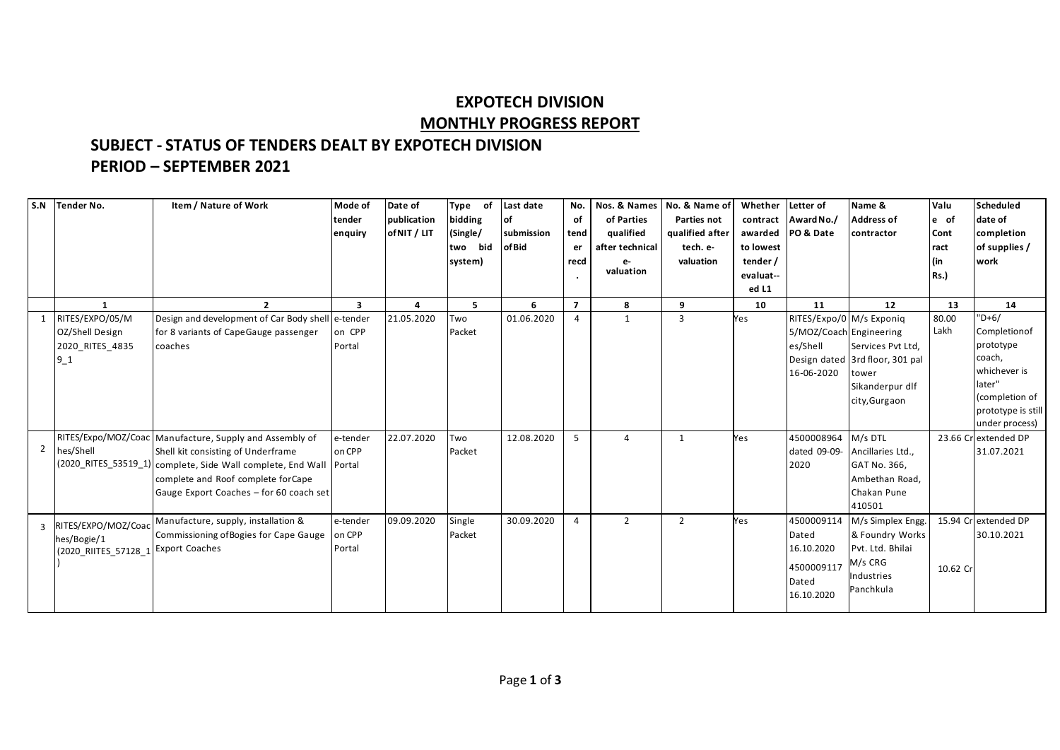# EXPOTECH DIVISION

## MONTHLY PROGRESS REPORT

### SUBJECT - STATUS OF TENDERS DEALT BY EXPOTECH DIVISION

### PERIOD – SEPTEMBER 2021

| S.N | Tender No. | Item / Nature of Work | Mode of tender enquiry | Date of publication of NIT / LIT | Type of bidding (Single/ two bid system) | Last date of submission of Bid | No. of tender recd. | Nos. & Names of Parties qualified after technical e-valuation | No. & Name of Parties not qualified after tech. e-valuation | Whether contract awarded to lowest tender / evaluat--ed L1 | Letter of Award No./ PO & Date | Name & Address of contractor | Value of Contract (in Rs.) | Scheduled date of completion of supplies / work |
|---|---|---|---|---|---|---|---|---|---|---|---|---|---|---|
| | 1 | 2 | 3 | 4 | 5 | 6 | 7 | 8 | 9 | 10 | 11 | 12 | 13 | 14 |
| 1 | RITES/EXPO/05/MOZ/Shell Design 2020_RITES_48359_1 | Design and development of Car Body shell for 8 variants of CapeGauge passenger coaches | e-tender on CPP Portal | 21.05.2020 | Two Packet | 01.06.2020 | 4 | 1 | 3 | Yes | RITES/Expo/05/MOZ/Coaches/Shell Design dated 16-06-2020 | M/s Exponiq Engineering Services Pvt Ltd, 3rd floor, 301 pal tower Sikanderpur dlf city,Gurgaon | 80.00 Lakh | "D+6/ Completionof prototype coach, whichever is later" (completion of prototype is still under process) |
| 2 | RITES/Expo/MOZ/Coaches/Shell (2020_RITES_53519_1) | Manufacture, Supply and Assembly of Shell kit consisting of Underframe complete, Side Wall complete, End Wall complete and Roof complete forCape Gauge Export Coaches – for 60 coach set | e-tender on CPP Portal | 22.07.2020 | Two Packet | 12.08.2020 | 5 | 4 | 1 | Yes | 4500008964 dated 09-09-2020 | M/s DTL Ancillaries Ltd., GAT No. 366, Ambethan Road, Chakan Pune 410501 | 23.66 Cr | extended DP 31.07.2021 |
| 3 | RITES/EXPO/MOZ/Coaches/Bogie/1 (2020_RIITES_57128_1) | Manufacture, supply, installation & Commissioning ofBogies for Cape Gauge Export Coaches | e-tender on CPP Portal | 09.09.2020 | Single Packet | 30.09.2020 | 4 | 2 | 2 | Yes | 4500009114 Dated 16.10.2020<br>4500009117 Dated 16.10.2020 | M/s Simplex Engg. & Foundry Works Pvt. Ltd. Bhilai<br>M/s CRG Industries Panchkula | 15.94 Cr<br>10.62 Cr | extended DP 30.10.2021 |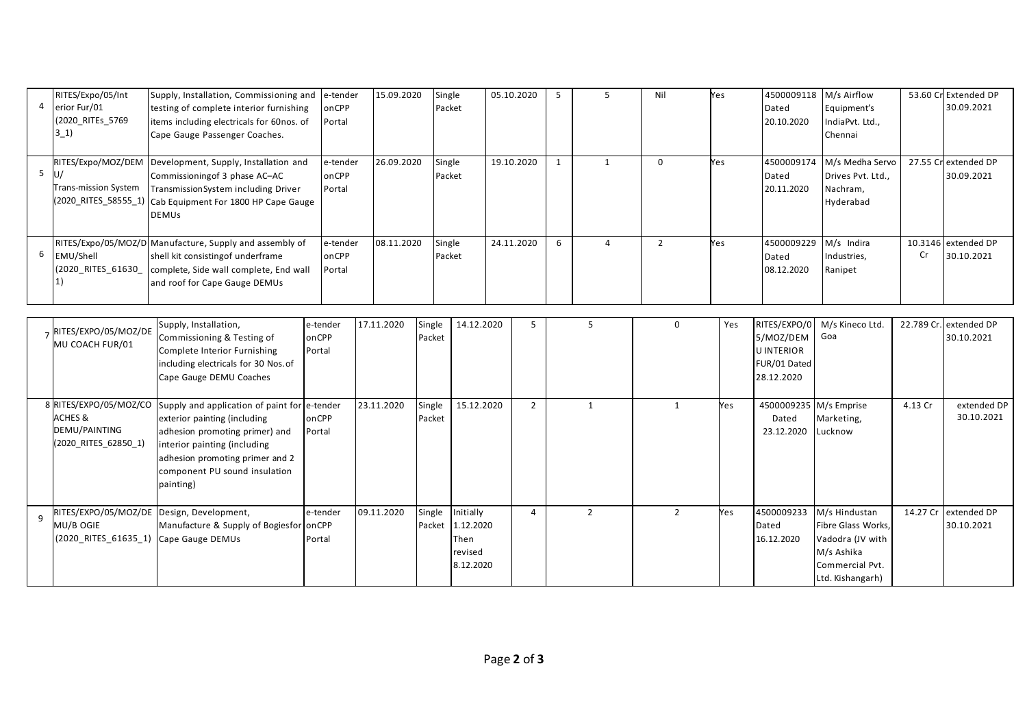| | | | | | | | | | | | | | | |
|---|---|---|---|---|---|---|---|---|---|---|---|---|---|---|
| 4 | RITES/Expo/05/Interior Fur/01 (2020_RITEs_57693_1) | Supply, Installation, Commissioning and testing of complete interior furnishing items including electricals for 60nos. of Cape Gauge Passenger Coaches. | e-tender onCPP Portal | 15.09.2020 | Single Packet | 05.10.2020 | 5 | 5 | Nil | Yes | 4500009118 Dated 20.10.2020 | M/s Airflow Equipment's IndiaPvt. Ltd., Chennai | 53.60 Cr | Extended DP 30.09.2021 |
| 5 | RITES/Expo/MOZ/DEMU/ Trans-mission System (2020_RITES_58555_1) | Development, Supply, Installation and Commissioningof 3 phase AC–AC TransmissionSystem including Driver Cab Equipment For 1800 HP Cape Gauge DEMUs | e-tender onCPP Portal | 26.09.2020 | Single Packet | 19.10.2020 | 1 | 1 | 0 | Yes | 4500009174 Dated 20.11.2020 | M/s Medha Servo Drives Pvt. Ltd., Nachram, Hyderabad | 27.55 Cr | extended DP 30.09.2021 |
| 6 | RITES/Expo/05/MOZ/DEMU/Shell (2020_RITES_61630_1) | Manufacture, Supply and assembly of shell kit consistingof underframe complete, Side wall complete, End wall and roof for Cape Gauge DEMUs | e-tender onCPP Portal | 08.11.2020 | Single Packet | 24.11.2020 | 6 | 4 | 2 | Yes | 4500009229 Dated 08.12.2020 | M/s Indira Industries, Ranipet | 10.3146 Cr | extended DP 30.10.2021 |
| 7 | RITES/EXPO/05/MOZ/DEMU COACH FUR/01 | Supply, Installation, Commissioning & Testing of Complete Interior Furnishing including electricals for 30 Nos.of Cape Gauge DEMU Coaches | e-tender onCPP Portal | 17.11.2020 | Single Packet | 14.12.2020 | 5 | 5 | 0 | Yes | RITES/EXPO/05/MOZ/DEMU INTERIOR FUR/01 Dated 28.12.2020 | M/s Kineco Ltd. Goa | 22.789 Cr. | extended DP 30.10.2021 |
| 8 | RITES/EXPO/05/MOZ/COACHES & DEMU/PAINTING (2020_RITES_62850_1) | Supply and application of paint for exterior painting (including adhesion promoting primer) and interior painting (including adhesion promoting primer and 2 component PU sound insulation painting) | e-tender onCPP Portal | 23.11.2020 | Single Packet | 15.12.2020 | 2 | 1 | 1 | Yes | 4500009235 Dated 23.12.2020 | M/s Emprise Marketing, Lucknow | 4.13 Cr | extended DP 30.10.2021 |
| 9 | RITES/EXPO/05/MOZ/DEMU/BOGIE (2020_RITES_61635_1) | Design, Development, Manufacture & Supply of Bogiesfor Cape Gauge DEMUs | e-tender onCPP Portal | 09.11.2020 | Single Packet | Initially 1.12.2020 Then revised 8.12.2020 | 4 | 2 | 2 | Yes | 4500009233 Dated 16.12.2020 | M/s Hindustan Fibre Glass Works, Vadodra (JV with M/s Ashika Commercial Pvt. Ltd. Kishangarh) | 14.27 Cr | extended DP 30.10.2021 |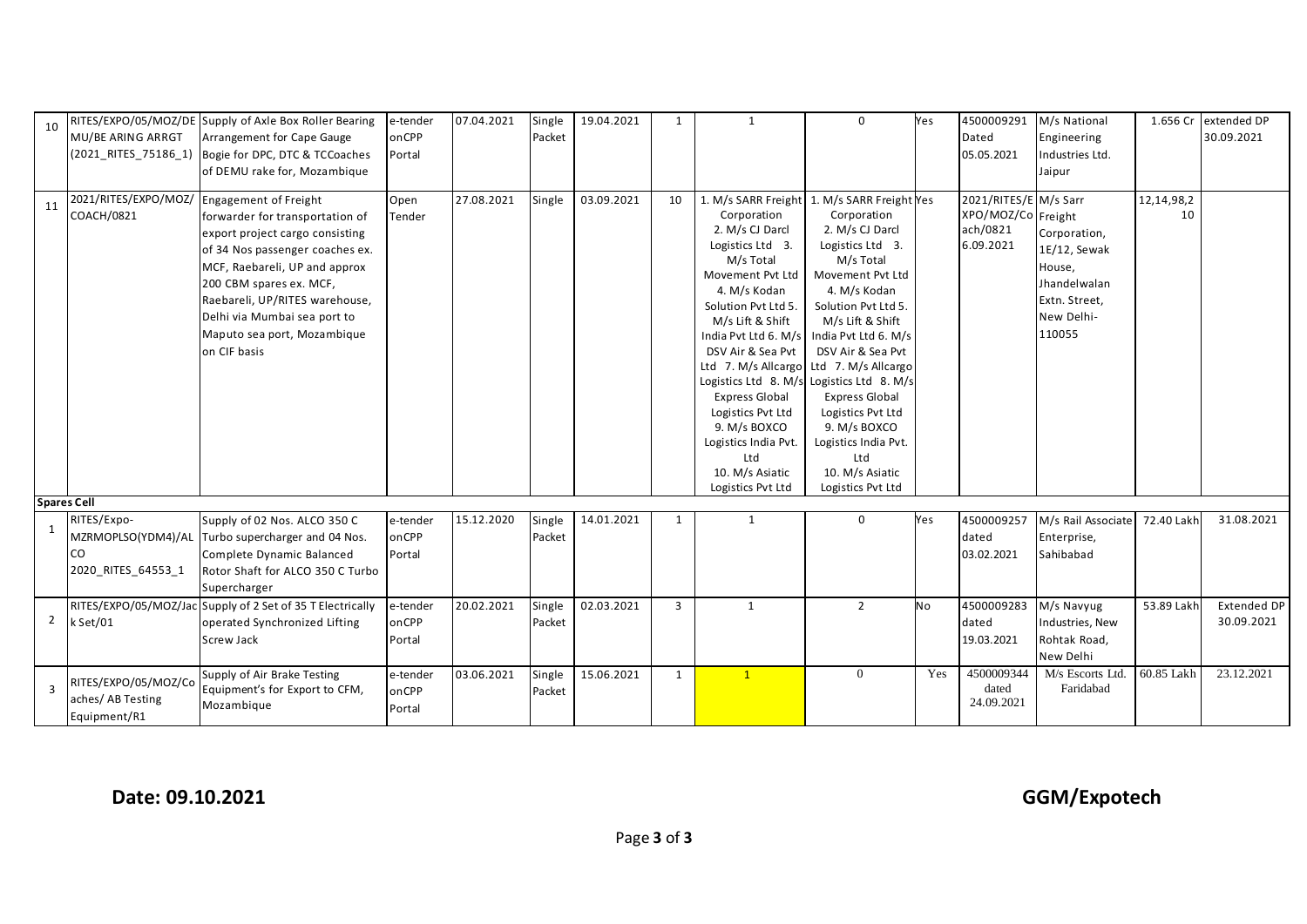| | | | | | | | | | | | | | | |
|---|---|---|---|---|---|---|---|---|---|---|---|---|---|---|
| 10 | RITES/EXPO/05/MOZ/DEMU/BE ARING ARRGT (2021_RITES_75186_1) | Supply of Axle Box Roller Bearing Arrangement for Cape Gauge Bogie for DPC, DTC & TCCoaches of DEMU rake for, Mozambique | e-tender onCPP Portal | 07.04.2021 | Single Packet | 19.04.2021 | 1 | 1 | 0 | Yes | 4500009291 Dated 05.05.2021 | M/s National Engineering Industries Ltd. Jaipur | 1.656 Cr | extended DP 30.09.2021 |
| 11 | 2021/RITES/EXPO/MOZ/COACH/0821 | Engagement of Freight forwarder for transportation of export project cargo consisting of 34 Nos passenger coaches ex. MCF, Raebareli, UP and approx 200 CBM spares ex. MCF, Raebareli, UP/RITES warehouse, Delhi via Mumbai sea port to Maputo sea port, Mozambique on CIF basis | Open Tender | 27.08.2021 | Single | 03.09.2021 | 10 | 1. M/s SARR Freight Corporation 2. M/s CJ Darcl Logistics Ltd 3. M/s Total Movement Pvt Ltd 4. M/s Kodan Solution Pvt Ltd 5. M/s Lift & Shift India Pvt Ltd 6. M/s DSV Air & Sea Pvt Ltd 7. M/s Allcargo Logistics Ltd 8. M/s Express Global Logistics Pvt Ltd 9. M/s BOXCO Logistics India Pvt. Ltd 10. M/s Asiatic Logistics Pvt Ltd | 1. M/s SARR Freight Corporation 2. M/s CJ Darcl Logistics Ltd 3. M/s Total Movement Pvt Ltd 4. M/s Kodan Solution Pvt Ltd 5. M/s Lift & Shift India Pvt Ltd 6. M/s DSV Air & Sea Pvt Ltd 7. M/s Allcargo Logistics Ltd 8. M/s Express Global Logistics Pvt Ltd 9. M/s BOXCO Logistics India Pvt. Ltd 10. M/s Asiatic Logistics Pvt Ltd | Yes | 2021/RITES/EXPO/MOZ/Coach/0821 6.09.2021 | M/s Sarr Freight Corporation, 1E/12, Sewak House, Jhandelwalan Extn. Street, New Delhi-110055 | 12,14,98,210 | |
| **Spares Cell** | | | | | | | | | | | | | | |
| 1 | RITES/Expo-MZRMOPLSO(YDM4)/ALCO 2020_RITES_64553_1 | Supply of 02 Nos. ALCO 350 C Turbo supercharger and 04 Nos. Complete Dynamic Balanced Rotor Shaft for ALCO 350 C Turbo Supercharger | e-tender onCPP Portal | 15.12.2020 | Single Packet | 14.01.2021 | 1 | 1 | 0 | Yes | 4500009257 dated 03.02.2021 | M/s Rail Associate Enterprise, Sahibabad | 72.40 Lakh | 31.08.2021 |
| 2 | RITES/EXPO/05/MOZ/Jack Set/01 | Supply of 2 Set of 35 T Electrically operated Synchronized Lifting Screw Jack | e-tender onCPP Portal | 20.02.2021 | Single Packet | 02.03.2021 | 3 | 1 | 2 | No | 4500009283 dated 19.03.2021 | M/s Navyug Industries, New Rohtak Road, New Delhi | 53.89 Lakh | Extended DP 30.09.2021 |
| 3 | RITES/EXPO/05/MOZ/Coaches/ AB Testing Equipment/R1 | Supply of Air Brake Testing Equipment's for Export to CFM, Mozambique | e-tender onCPP Portal | 03.06.2021 | Single Packet | 15.06.2021 | 1 | 1 | 0 | Yes | 4500009344 dated 24.09.2021 | M/s Escorts Ltd. Faridabad | 60.85 Lakh | 23.12.2021 |

**Date: 09.10.2021** **GGM/Expotech**